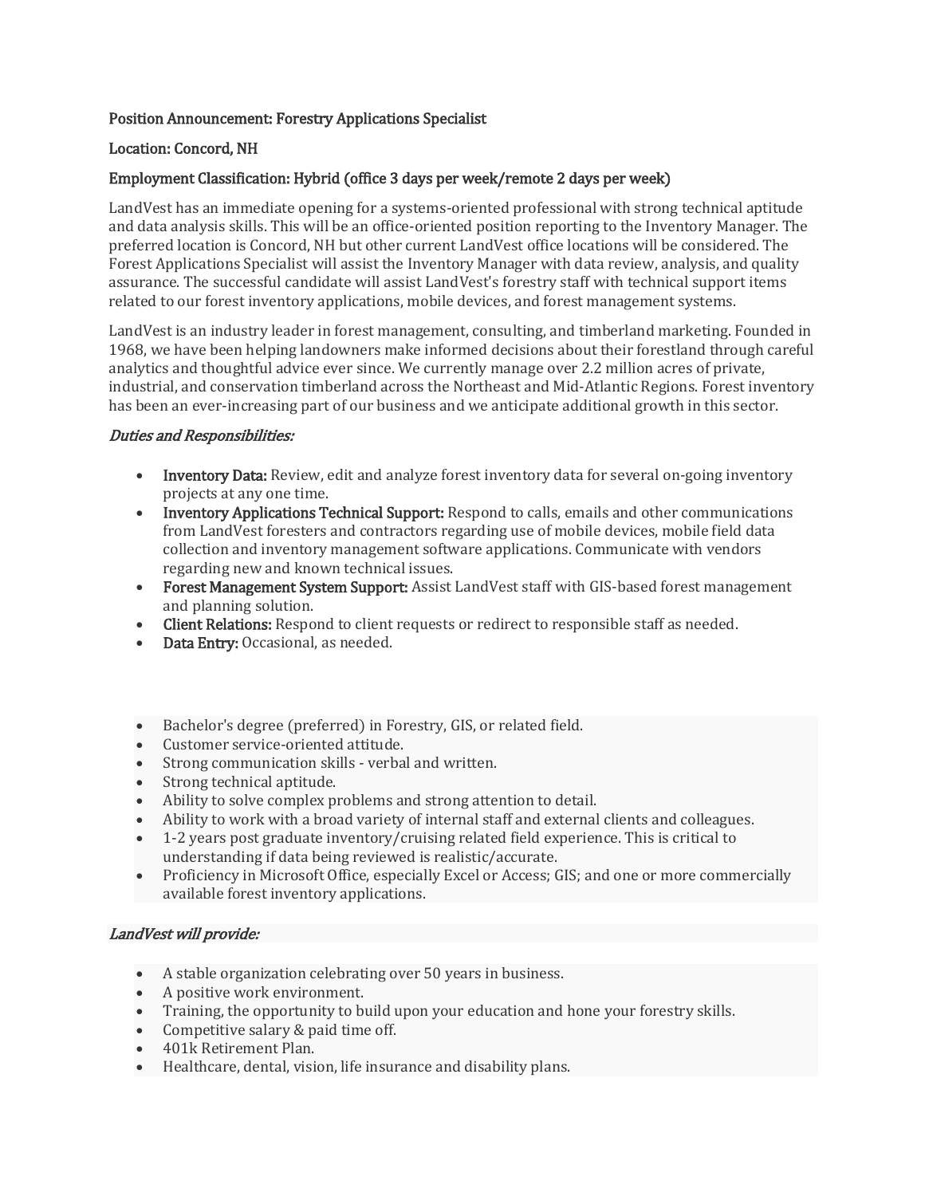**Position Announcement: Forestry Applications Specialist**

**Location: Concord, NH**

**Employment Classification: Hybrid (office 3 days per week/remote 2 days per week)**

LandVest has an immediate opening for a systems-oriented professional with strong technical aptitude and data analysis skills. This will be an office-oriented position reporting to the Inventory Manager. The preferred location is Concord, NH but other current LandVest office locations will be considered. The Forest Applications Specialist will assist the Inventory Manager with data review, analysis, and quality assurance. The successful candidate will assist LandVest's forestry staff with technical support items related to our forest inventory applications, mobile devices, and forest management systems.

LandVest is an industry leader in forest management, consulting, and timberland marketing. Founded in 1968, we have been helping landowners make informed decisions about their forestland through careful analytics and thoughtful advice ever since. We currently manage over 2.2 million acres of private, industrial, and conservation timberland across the Northeast and Mid-Atlantic Regions. Forest inventory has been an ever-increasing part of our business and we anticipate additional growth in this sector.

***Duties and Responsibilities:***

- **Inventory Data:** Review, edit and analyze forest inventory data for several on-going inventory projects at any one time.
- **Inventory Applications Technical Support:** Respond to calls, emails and other communications from LandVest foresters and contractors regarding use of mobile devices, mobile field data collection and inventory management software applications. Communicate with vendors regarding new and known technical issues.
- **Forest Management System Support:** Assist LandVest staff with GIS-based forest management and planning solution.
- **Client Relations:** Respond to client requests or redirect to responsible staff as needed.
- **Data Entry:** Occasional, as needed.

- Bachelor's degree (preferred) in Forestry, GIS, or related field.
- Customer service-oriented attitude.
- Strong communication skills - verbal and written.
- Strong technical aptitude.
- Ability to solve complex problems and strong attention to detail.
- Ability to work with a broad variety of internal staff and external clients and colleagues.
- 1-2 years post graduate inventory/cruising related field experience. This is critical to understanding if data being reviewed is realistic/accurate.
- Proficiency in Microsoft Office, especially Excel or Access; GIS; and one or more commercially available forest inventory applications.

***LandVest will provide:***

- A stable organization celebrating over 50 years in business.
- A positive work environment.
- Training, the opportunity to build upon your education and hone your forestry skills.
- Competitive salary & paid time off.
- 401k Retirement Plan.
- Healthcare, dental, vision, life insurance and disability plans.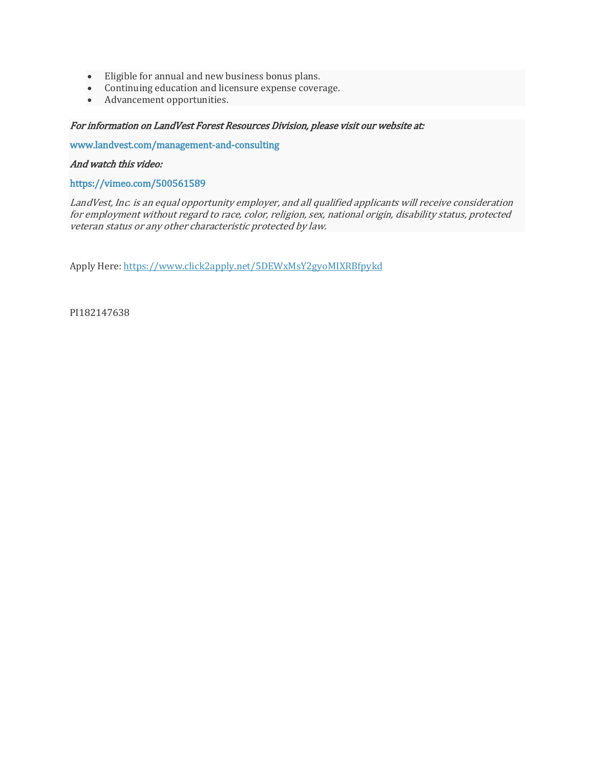- Eligible for annual and new business bonus plans.
- Continuing education and licensure expense coverage.
- Advancement opportunities.

***For information on LandVest Forest Resources Division, please visit our website at:***

www.landvest.com/management-and-consulting

***And watch this video:***

https://vimeo.com/500561589

*LandVest, Inc. is an equal opportunity employer, and all qualified applicants will receive consideration for employment without regard to race, color, religion, sex, national origin, disability status, protected veteran status or any other characteristic protected by law.*

Apply Here: https://www.click2apply.net/5DEWxMsY2gyoMIXRBfpykd

PI182147638